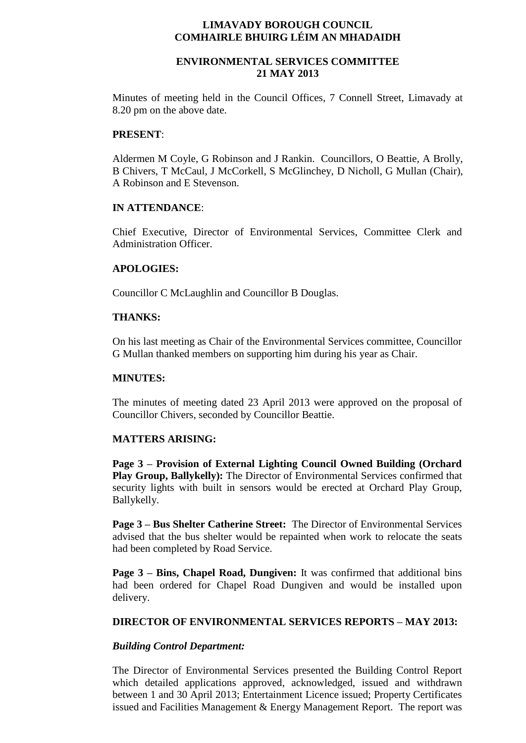**LIMAVADY BOROUGH COUNCIL**
**COMHAIRLE BHUIRG LÉIM AN MHADAIDH**

**ENVIRONMENTAL SERVICES COMMITTEE**
**21 MAY 2013**

Minutes of meeting held in the Council Offices, 7 Connell Street, Limavady at 8.20 pm on the above date.

**PRESENT**:

Aldermen M Coyle, G Robinson and J Rankin. Councillors, O Beattie, A Brolly, B Chivers, T McCaul, J McCorkell, S McGlinchey, D Nicholl, G Mullan (Chair), A Robinson and E Stevenson.

**IN ATTENDANCE**:

Chief Executive, Director of Environmental Services, Committee Clerk and Administration Officer.

**APOLOGIES:**

Councillor C McLaughlin and Councillor B Douglas.

**THANKS:**

On his last meeting as Chair of the Environmental Services committee, Councillor G Mullan thanked members on supporting him during his year as Chair.

**MINUTES:**

The minutes of meeting dated 23 April 2013 were approved on the proposal of Councillor Chivers, seconded by Councillor Beattie.

**MATTERS ARISING:**

**Page 3 – Provision of External Lighting Council Owned Building (Orchard Play Group, Ballykelly):** The Director of Environmental Services confirmed that security lights with built in sensors would be erected at Orchard Play Group, Ballykelly.

**Page 3 – Bus Shelter Catherine Street:** The Director of Environmental Services advised that the bus shelter would be repainted when work to relocate the seats had been completed by Road Service.

**Page 3 – Bins, Chapel Road, Dungiven:** It was confirmed that additional bins had been ordered for Chapel Road Dungiven and would be installed upon delivery.

**DIRECTOR OF ENVIRONMENTAL SERVICES REPORTS – MAY 2013:**

***Building Control Department:***

The Director of Environmental Services presented the Building Control Report which detailed applications approved, acknowledged, issued and withdrawn between 1 and 30 April 2013; Entertainment Licence issued; Property Certificates issued and Facilities Management & Energy Management Report. The report was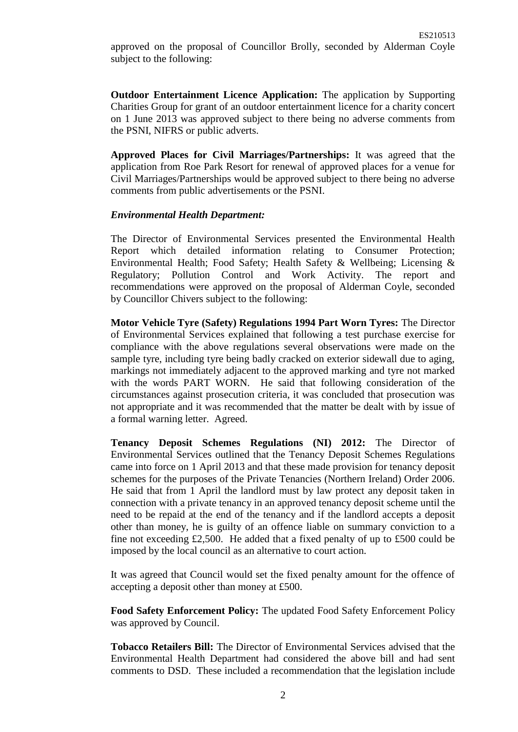approved on the proposal of Councillor Brolly, seconded by Alderman Coyle subject to the following:

**Outdoor Entertainment Licence Application:** The application by Supporting Charities Group for grant of an outdoor entertainment licence for a charity concert on 1 June 2013 was approved subject to there being no adverse comments from the PSNI, NIFRS or public adverts.

**Approved Places for Civil Marriages/Partnerships:** It was agreed that the application from Roe Park Resort for renewal of approved places for a venue for Civil Marriages/Partnerships would be approved subject to there being no adverse comments from public advertisements or the PSNI.

***Environmental Health Department:***

The Director of Environmental Services presented the Environmental Health Report which detailed information relating to Consumer Protection; Environmental Health; Food Safety; Health Safety & Wellbeing; Licensing & Regulatory; Pollution Control and Work Activity. The report and recommendations were approved on the proposal of Alderman Coyle, seconded by Councillor Chivers subject to the following:

**Motor Vehicle Tyre (Safety) Regulations 1994 Part Worn Tyres:** The Director of Environmental Services explained that following a test purchase exercise for compliance with the above regulations several observations were made on the sample tyre, including tyre being badly cracked on exterior sidewall due to aging, markings not immediately adjacent to the approved marking and tyre not marked with the words PART WORN. He said that following consideration of the circumstances against prosecution criteria, it was concluded that prosecution was not appropriate and it was recommended that the matter be dealt with by issue of a formal warning letter. Agreed.

**Tenancy Deposit Schemes Regulations (NI) 2012:** The Director of Environmental Services outlined that the Tenancy Deposit Schemes Regulations came into force on 1 April 2013 and that these made provision for tenancy deposit schemes for the purposes of the Private Tenancies (Northern Ireland) Order 2006. He said that from 1 April the landlord must by law protect any deposit taken in connection with a private tenancy in an approved tenancy deposit scheme until the need to be repaid at the end of the tenancy and if the landlord accepts a deposit other than money, he is guilty of an offence liable on summary conviction to a fine not exceeding £2,500. He added that a fixed penalty of up to £500 could be imposed by the local council as an alternative to court action.

It was agreed that Council would set the fixed penalty amount for the offence of accepting a deposit other than money at £500.

**Food Safety Enforcement Policy:** The updated Food Safety Enforcement Policy was approved by Council.

**Tobacco Retailers Bill:** The Director of Environmental Services advised that the Environmental Health Department had considered the above bill and had sent comments to DSD. These included a recommendation that the legislation include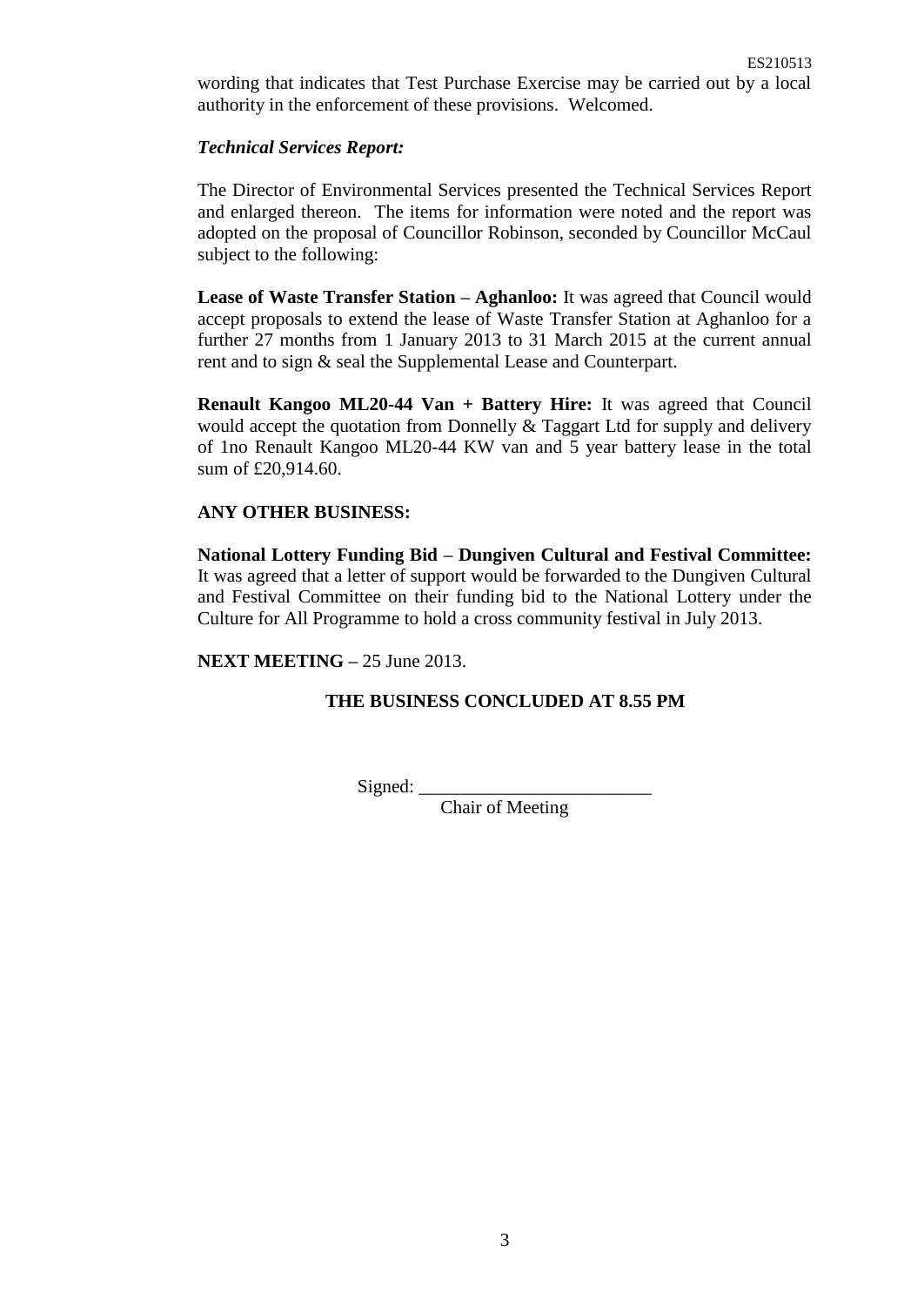wording that indicates that Test Purchase Exercise may be carried out by a local authority in the enforcement of these provisions. Welcomed.

***Technical Services Report:***

The Director of Environmental Services presented the Technical Services Report and enlarged thereon. The items for information were noted and the report was adopted on the proposal of Councillor Robinson, seconded by Councillor McCaul subject to the following:

**Lease of Waste Transfer Station – Aghanloo:** It was agreed that Council would accept proposals to extend the lease of Waste Transfer Station at Aghanloo for a further 27 months from 1 January 2013 to 31 March 2015 at the current annual rent and to sign & seal the Supplemental Lease and Counterpart.

**Renault Kangoo ML20-44 Van + Battery Hire:** It was agreed that Council would accept the quotation from Donnelly & Taggart Ltd for supply and delivery of 1no Renault Kangoo ML20-44 KW van and 5 year battery lease in the total sum of £20,914.60.

**ANY OTHER BUSINESS:**

**National Lottery Funding Bid – Dungiven Cultural and Festival Committee:** It was agreed that a letter of support would be forwarded to the Dungiven Cultural and Festival Committee on their funding bid to the National Lottery under the Culture for All Programme to hold a cross community festival in July 2013.

**NEXT MEETING –** 25 June 2013.

**THE BUSINESS CONCLUDED AT 8.55 PM**

Signed: _________________________

Chair of Meeting